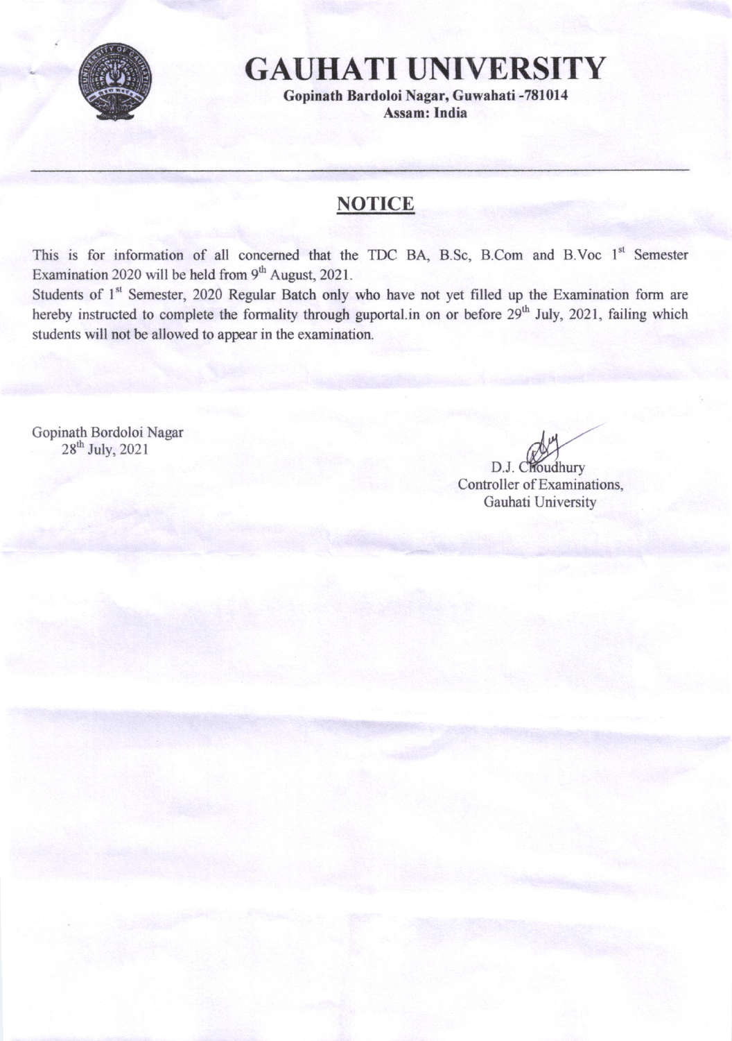# GAUHATI UNIVERSITY

**Gopinath Bardoloi Nagar, Guwahati -781014**
**Assam: India**

---

## NOTICE

This is for information of all concerned that the TDC BA, B.Sc, B.Com and B.Voc 1st Semester Examination 2020 will be held from 9th August, 2021.

Students of 1st Semester, 2020 Regular Batch only who have not yet filled up the Examination form are hereby instructed to complete the formality through guportal.in on or before 29th July, 2021, failing which students will not be allowed to appear in the examination.

Gopinath Bordoloi Nagar
28th July, 2021

D.J. Choudhury
Controller of Examinations,
Gauhati University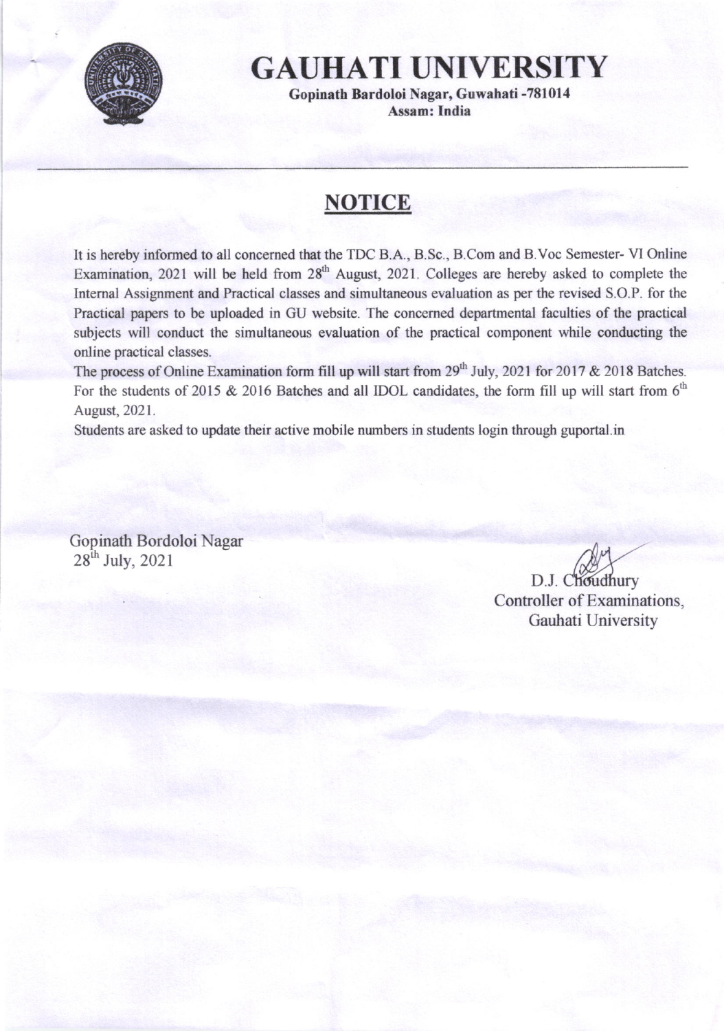# GAUHATI UNIVERSITY

**Gopinath Bardoloi Nagar, Guwahati -781014**
**Assam: India**

## NOTICE

It is hereby informed to all concerned that the TDC B.A., B.Sc., B.Com and B.Voc Semester- VI Online Examination, 2021 will be held from 28th August, 2021. Colleges are hereby asked to complete the Internal Assignment and Practical classes and simultaneous evaluation as per the revised S.O.P. for the Practical papers to be uploaded in GU website. The concerned departmental faculties of the practical subjects will conduct the simultaneous evaluation of the practical component while conducting the online practical classes.

The process of Online Examination form fill up will start from 29th July, 2021 for 2017 & 2018 Batches. For the students of 2015 & 2016 Batches and all IDOL candidates, the form fill up will start from 6th August, 2021.

Students are asked to update their active mobile numbers in students login through guportal.in

Gopinath Bordoloi Nagar
28th July, 2021

D.J. Choudhury
Controller of Examinations,
Gauhati University